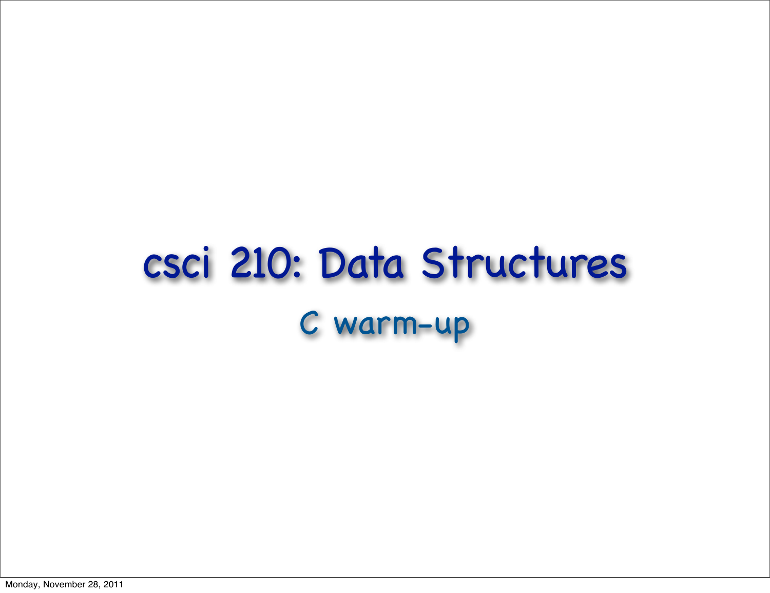# csci 210: Data Structures

## C warm-up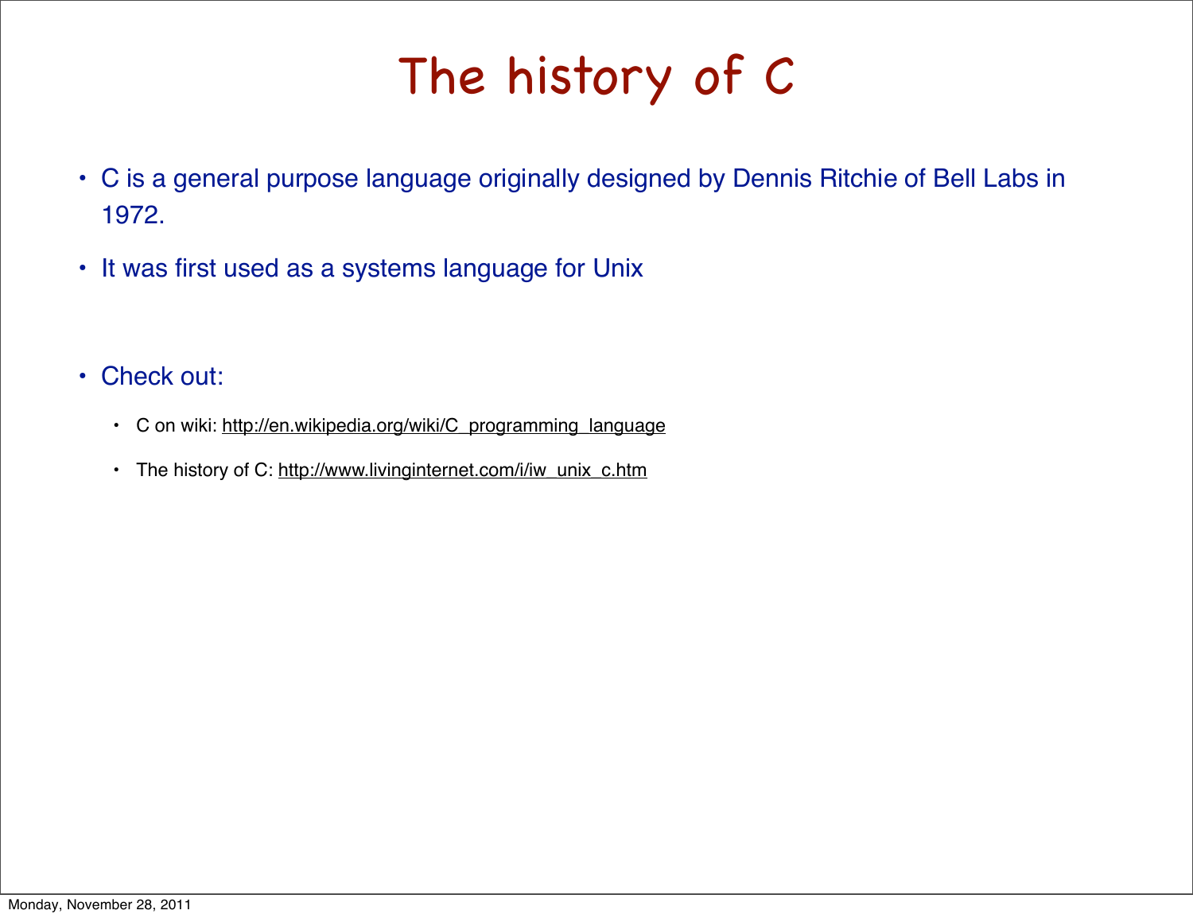# The history of C

- C is a general purpose language originally designed by Dennis Ritchie of Bell Labs in 1972.
- It was first used as a systems language for Unix
- Check out:
  - C on wiki: http://en.wikipedia.org/wiki/C_programming_language
  - The history of C: http://www.livinginternet.com/i/iw_unix_c.htm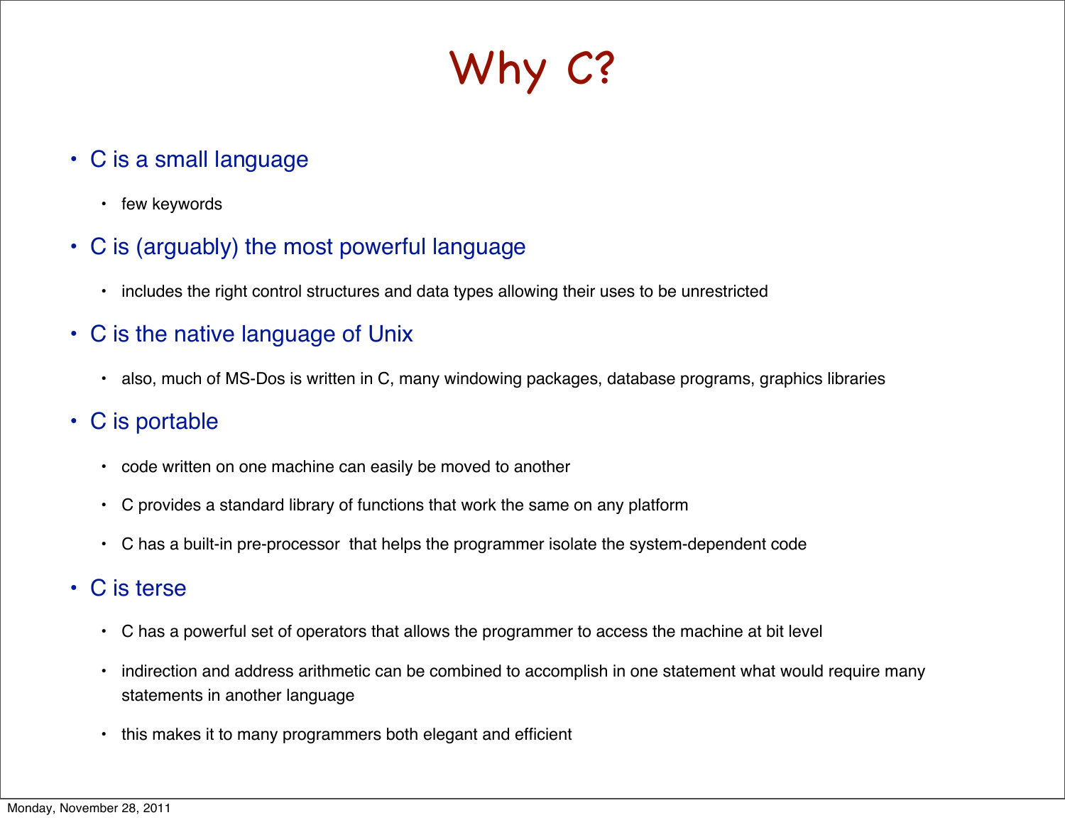# Why C?

- C is a small language
  - few keywords
- C is (arguably) the most powerful language
  - includes the right control structures and data types allowing their uses to be unrestricted
- C is the native language of Unix
  - also, much of MS-Dos is written in C, many windowing packages, database programs, graphics libraries
- C is portable
  - code written on one machine can easily be moved to another
  - C provides a standard library of functions that work the same on any platform
  - C has a built-in pre-processor that helps the programmer isolate the system-dependent code
- C is terse
  - C has a powerful set of operators that allows the programmer to access the machine at bit level
  - indirection and address arithmetic can be combined to accomplish in one statement what would require many statements in another language
  - this makes it to many programmers both elegant and efficient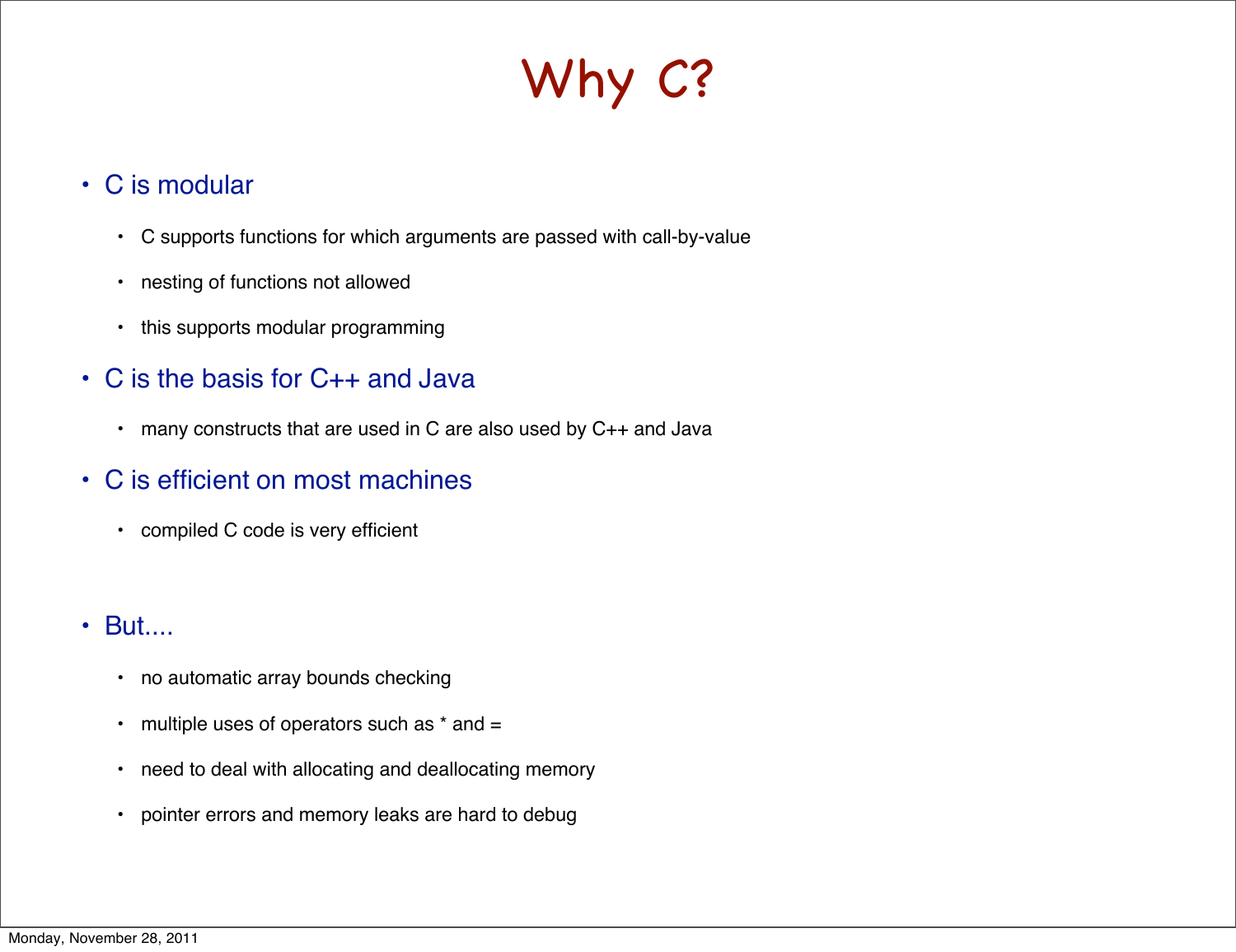# Why C?

- C is modular
  - C supports functions for which arguments are passed with call-by-value
  - nesting of functions not allowed
  - this supports modular programming
- C is the basis for C++ and Java
  - many constructs that are used in C are also used by C++ and Java
- C is efficient on most machines
  - compiled C code is very efficient
- But....
  - no automatic array bounds checking
  - multiple uses of operators such as * and =
  - need to deal with allocating and deallocating memory
  - pointer errors and memory leaks are hard to debug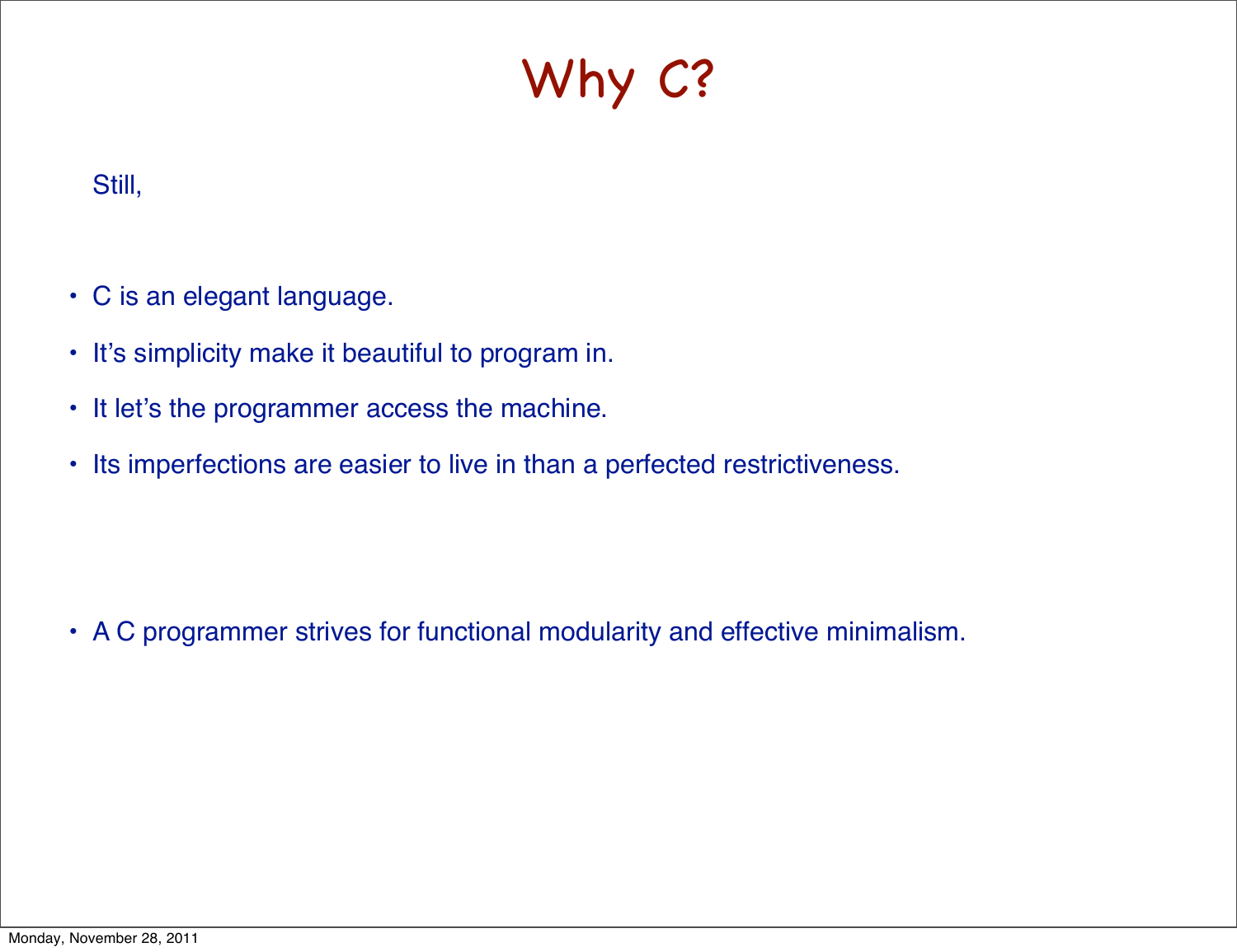# Why C?

Still,

- C is an elegant language.
- It’s simplicity make it beautiful to program in.
- It let’s the programmer access the machine.
- Its imperfections are easier to live in than a perfected restrictiveness.

- A C programmer strives for functional modularity and effective minimalism.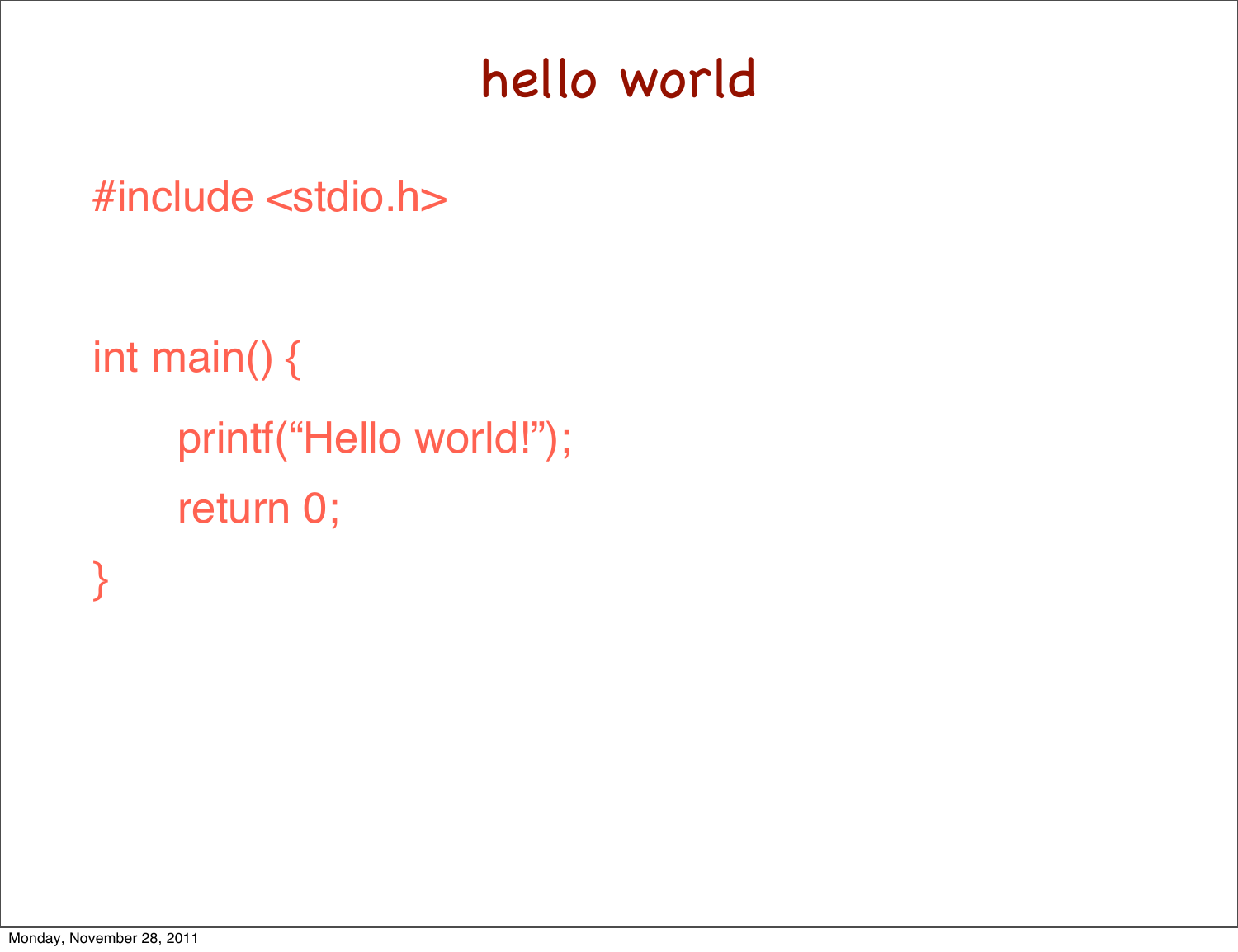# hello world

```
#include <stdio.h>


int main() {
    printf(“Hello world!”);
    return 0;
}
```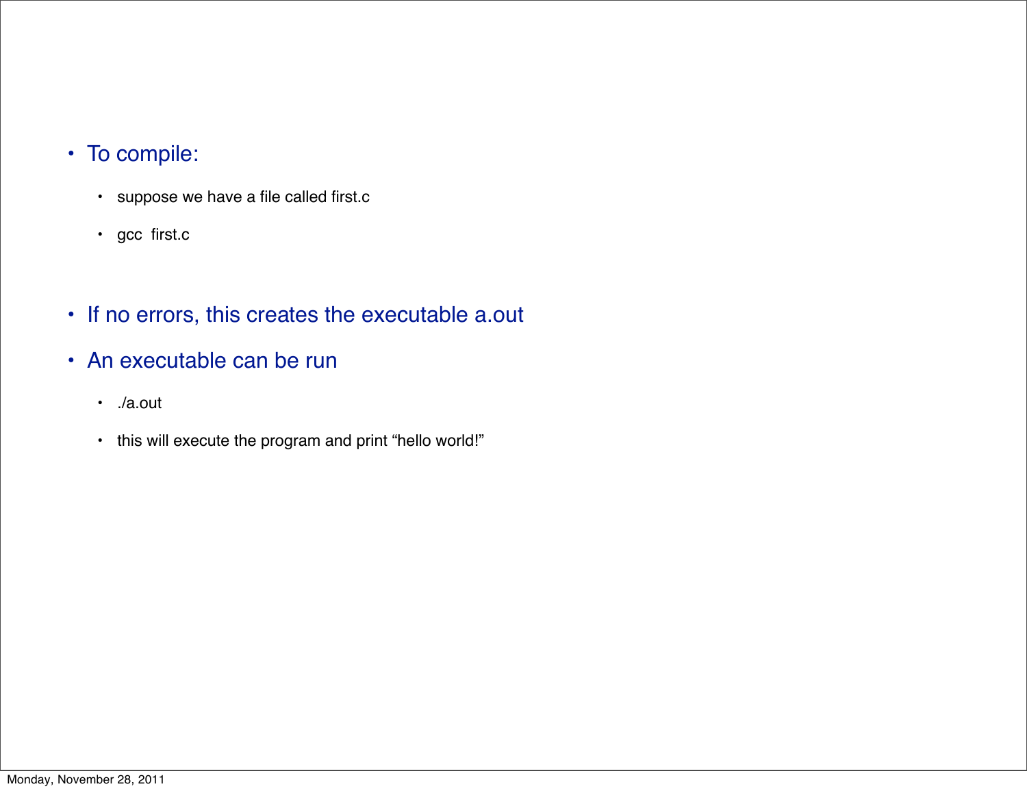- To compile:
  - suppose we have a file called first.c
  - gcc  first.c
- If no errors, this creates the executable a.out
- An executable can be run
  - ./a.out
  - this will execute the program and print “hello world!”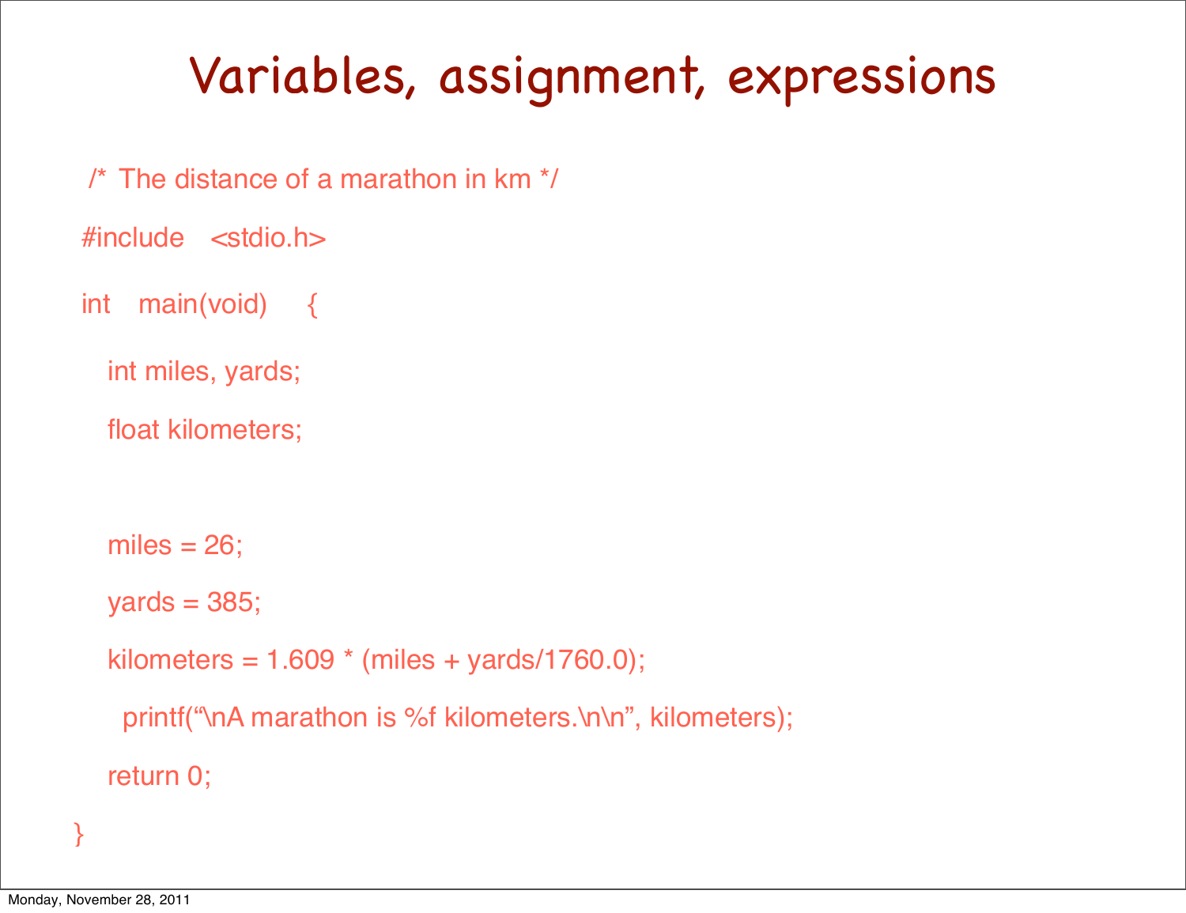# Variables, assignment, expressions

```
/* The distance of a marathon in km */

#include   <stdio.h>

int   main(void)    {

   int miles, yards;

   float kilometers;


   miles = 26;

   yards = 385;

   kilometers = 1.609 * (miles + yards/1760.0);

     printf("\nA marathon is %f kilometers.\n\n", kilometers);

   return 0;

}
```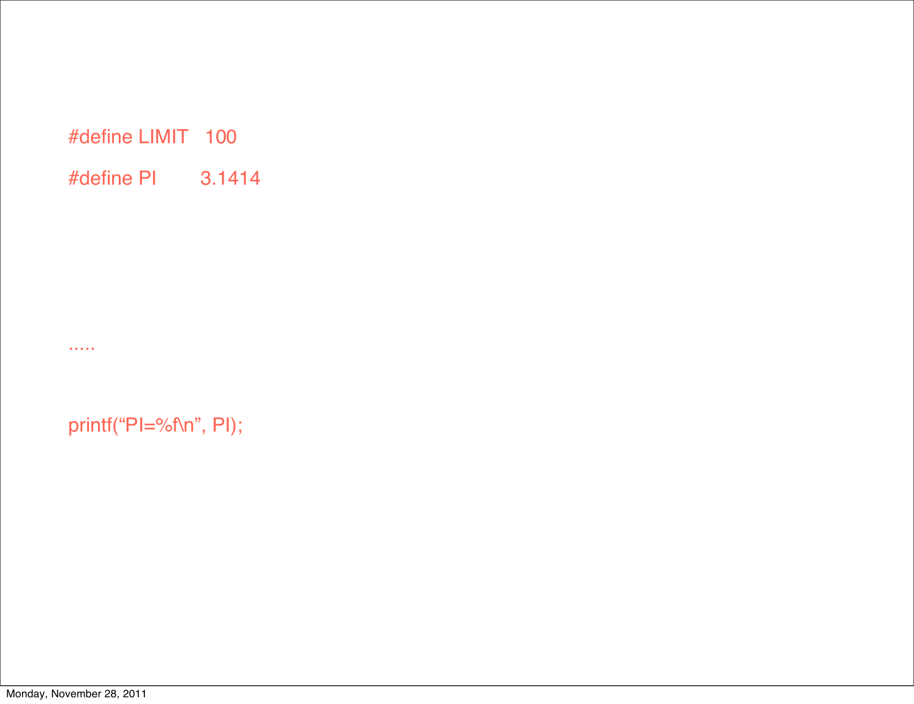```
#define LIMIT   100

#define PI      3.1414
```

.....

```
printf("PI=%f\n", PI);
```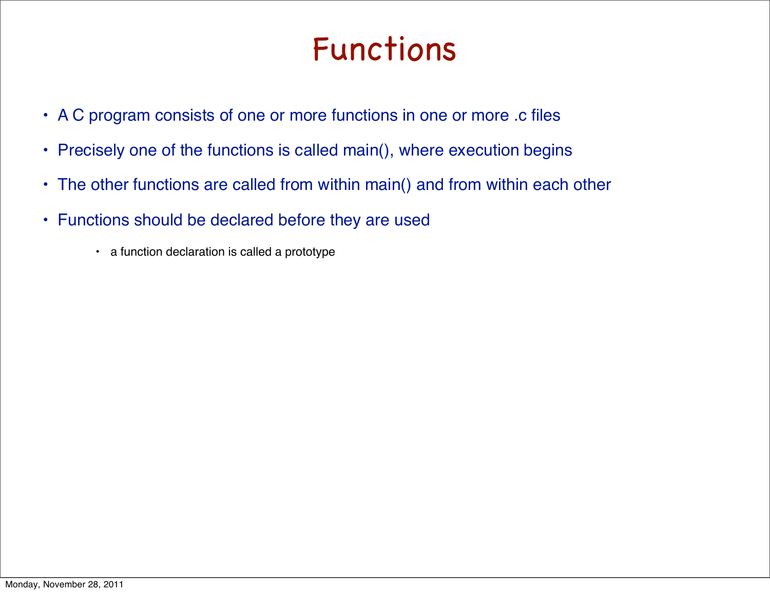# Functions

- A C program consists of one or more functions in one or more .c files
- Precisely one of the functions is called main(), where execution begins
- The other functions are called from within main() and from within each other
- Functions should be declared before they are used
    - a function declaration is called a prototype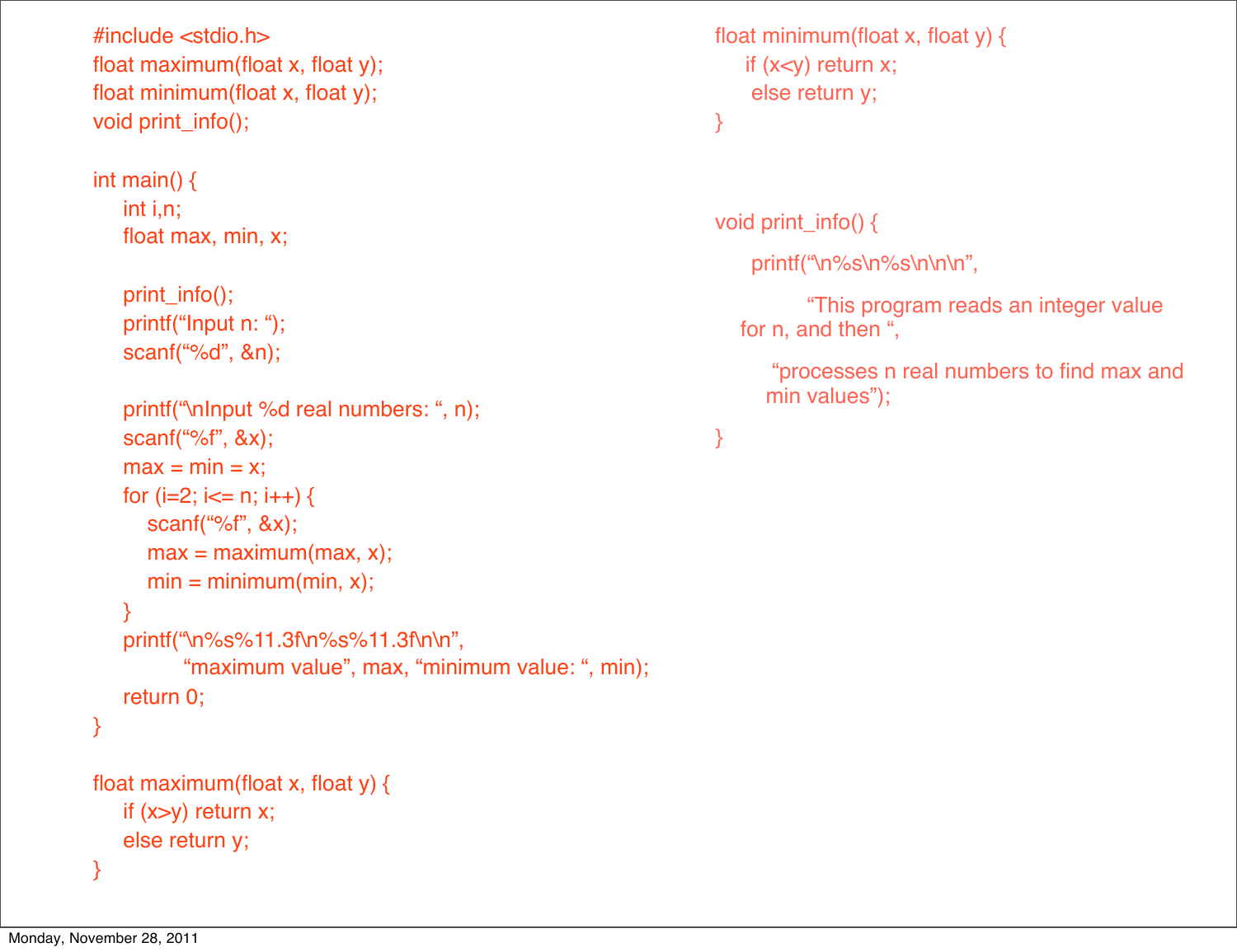```c
#include <stdio.h>
float maximum(float x, float y);
float minimum(float x, float y);
void print_info();

int main() {
    int i,n;
    float max, min, x;

    print_info();
    printf("Input n: ");
    scanf("%d", &n);

    printf("\nInput %d real numbers: ", n);
    scanf("%f", &x);
    max = min = x;
    for (i=2; i<= n; i++) {
        scanf("%f", &x);
        max = maximum(max, x);
        min = minimum(min, x);
    }
    printf("\n%s%11.3f\n%s%11.3f\n\n",
           "maximum value", max, "minimum value: ", min);
    return 0;
}

float maximum(float x, float y) {
    if (x>y) return x;
    else return y;
}
```

```c
float minimum(float x, float y) {
    if (x<y) return x;
     else return y;
}


void print_info() {

     printf("\n%s\n%s\n\n\n",

           "This program reads an integer value
    for n, and then ",

          "processes n real numbers to find max and
        min values");

}
```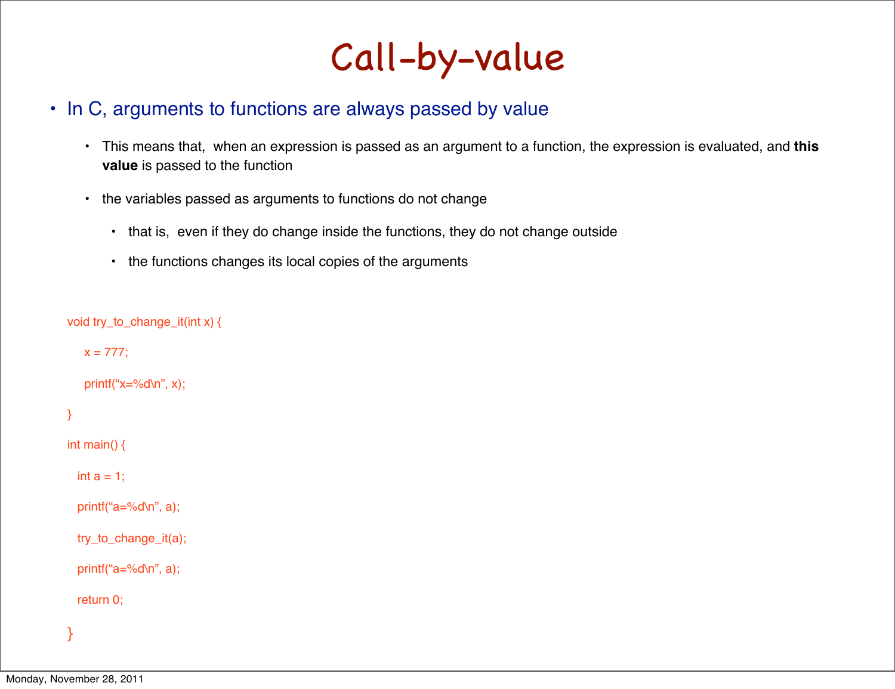# Call-by-value

- In C, arguments to functions are always passed by value
  - This means that, when an expression is passed as an argument to a function, the expression is evaluated, and **this value** is passed to the function
  - the variables passed as arguments to functions do not change
    - that is, even if they do change inside the functions, they do not change outside
    - the functions changes its local copies of the arguments

```
void try_to_change_it(int x) {
    x = 777;
    printf("x=%d\n", x);
}
int main() {
   int a = 1;
   printf("a=%d\n", a);
   try_to_change_it(a);
   printf("a=%d\n", a);
   return 0;
}
```

Monday, November 28, 2011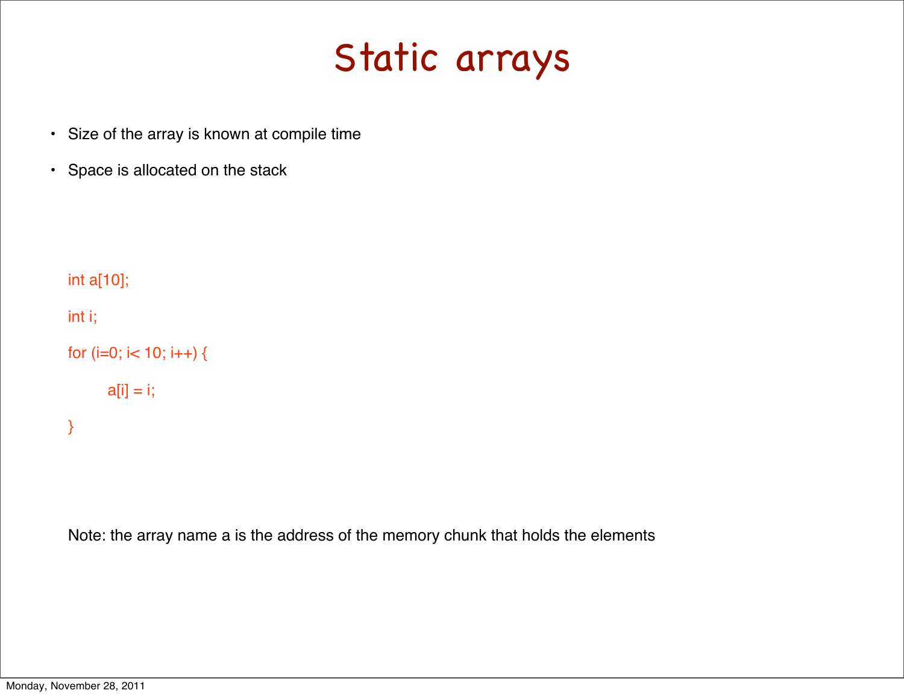# Static arrays

- Size of the array is known at compile time
- Space is allocated on the stack

```
int a[10];

int i;

for (i=0; i< 10; i++) {

        a[i] = i;

}
```

Note: the array name a is the address of the memory chunk that holds the elements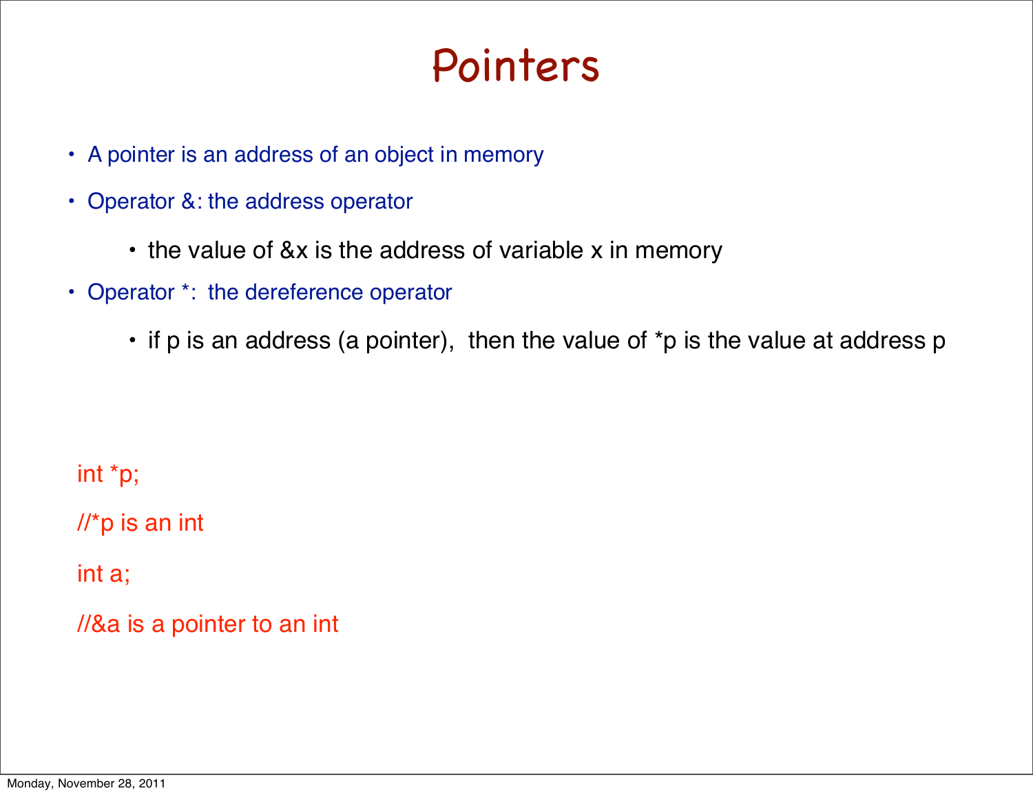# Pointers

- A pointer is an address of an object in memory
- Operator &: the address operator
    - the value of &x is the address of variable x in memory
- Operator *: the dereference operator
    - if p is an address (a pointer), then the value of *p is the value at address p

```
int *p;

//*p is an int

int a;

//&a is a pointer to an int
```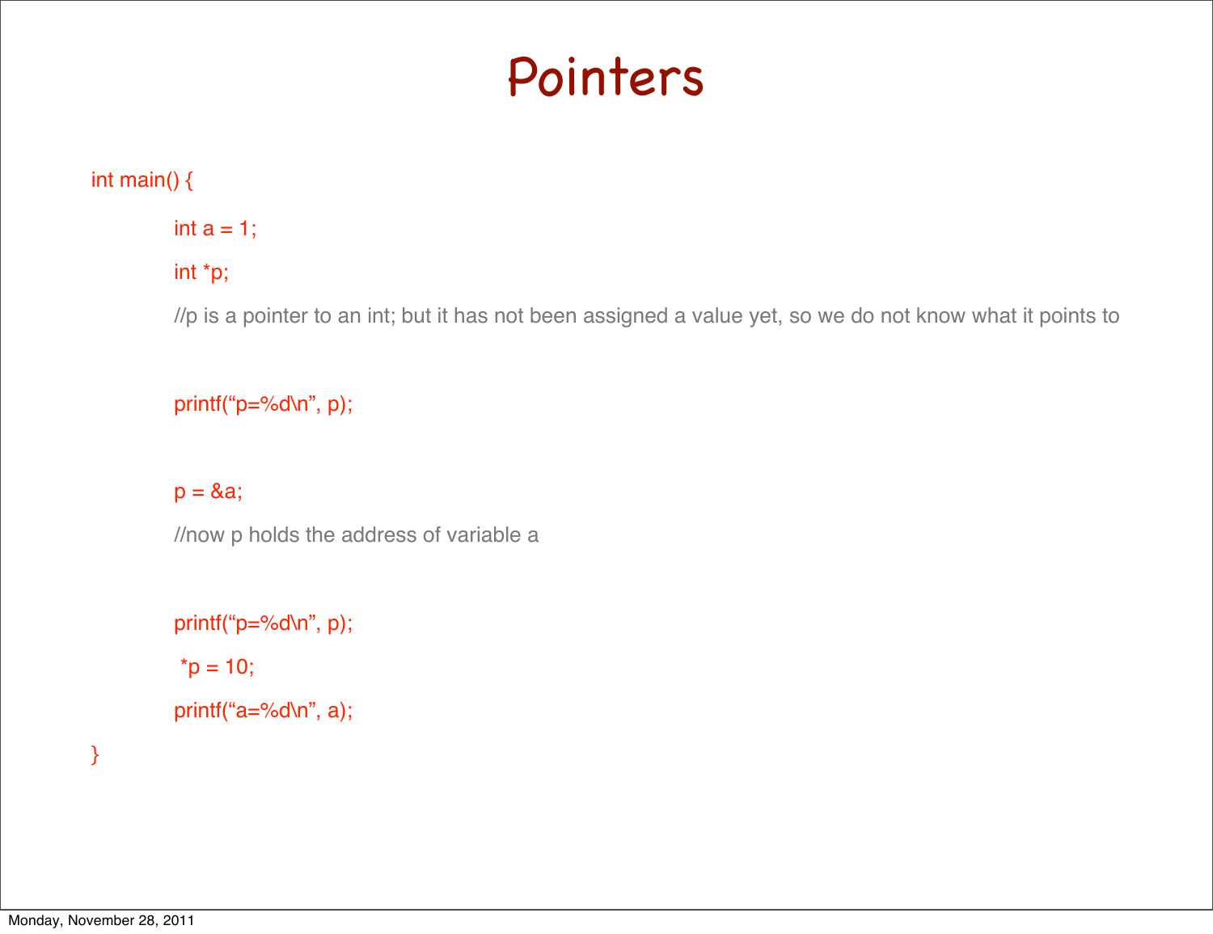# Pointers

```
int main() {
    int a = 1;
    int *p;
    //p is a pointer to an int; but it has not been assigned a value yet, so we do not know what it points to

    printf("p=%d\n", p);

    p = &a;
    //now p holds the address of variable a

    printf("p=%d\n", p);
     *p = 10;
    printf("a=%d\n", a);
}
```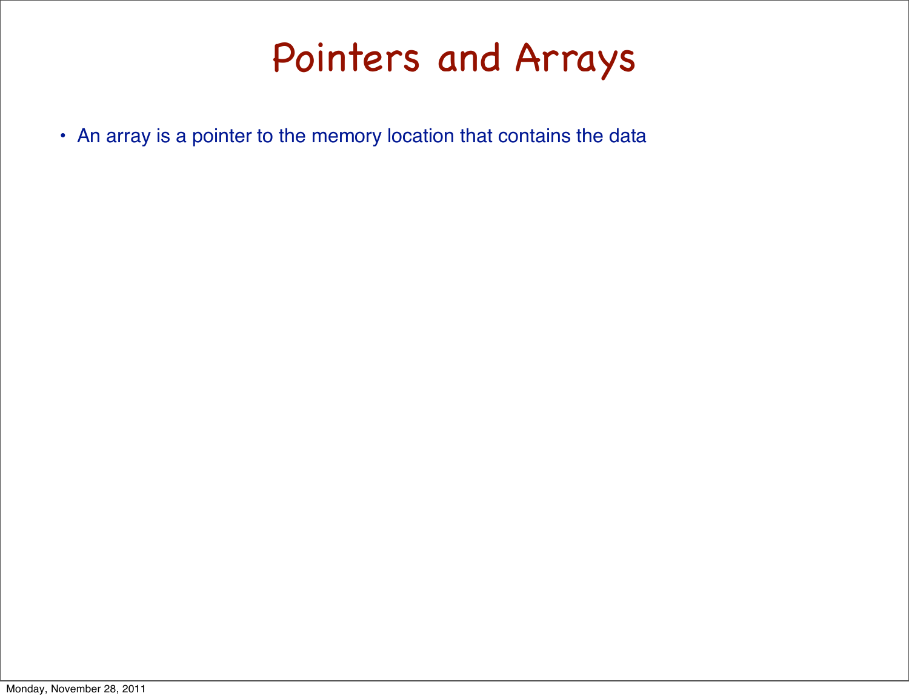# Pointers and Arrays

- An array is a pointer to the memory location that contains the data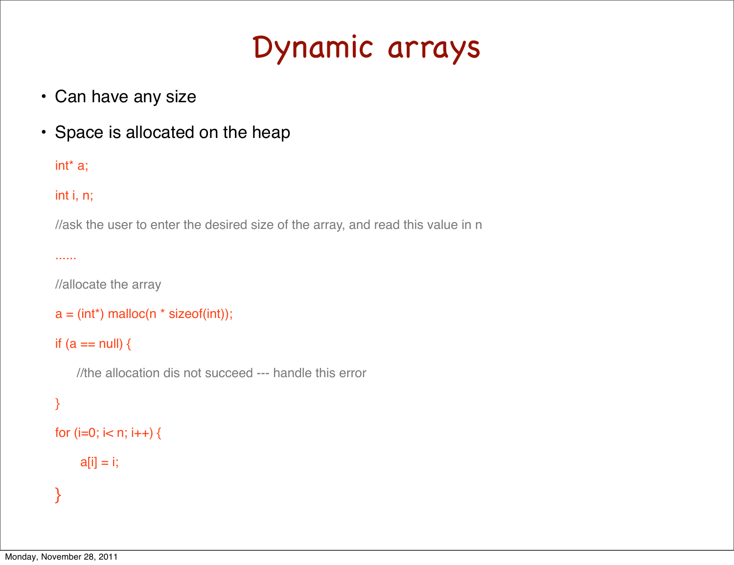# Dynamic arrays

- Can have any size
- Space is allocated on the heap

```
int* a;

int i, n;

//ask the user to enter the desired size of the array, and read this value in n

......

//allocate the array

a = (int*) malloc(n * sizeof(int));

if (a == null) {

    //the allocation dis not succeed --- handle this error

}

for (i=0; i< n; i++) {

     a[i] = i;

}
```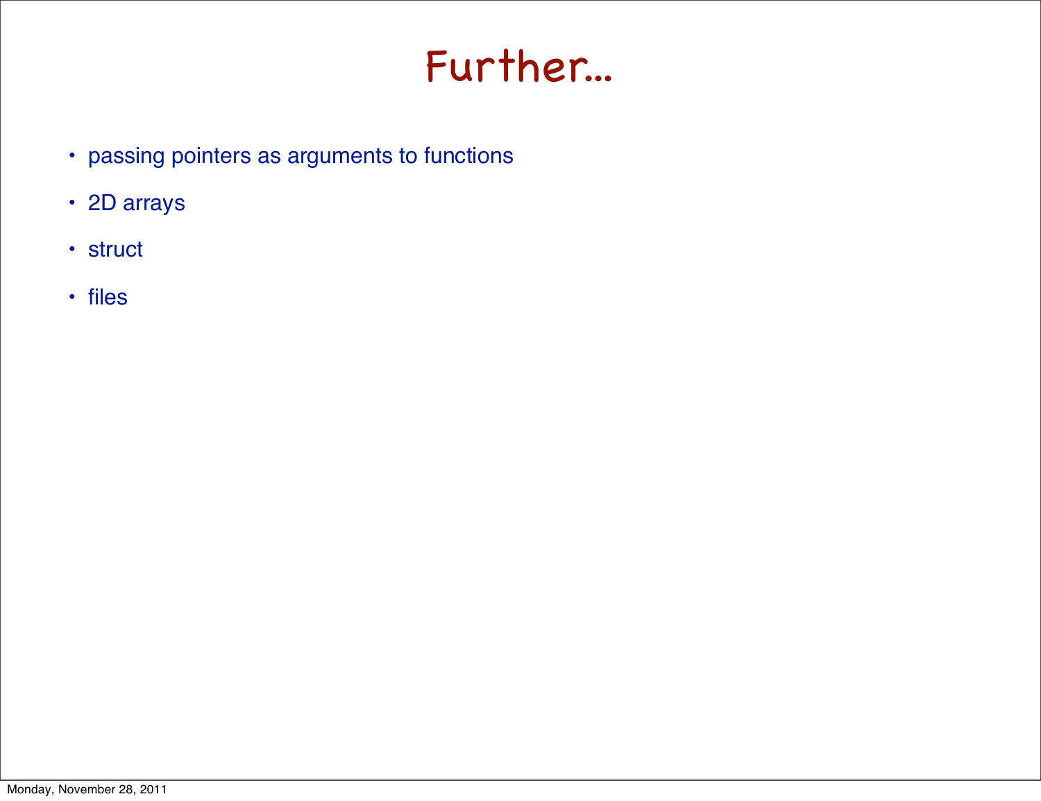# Further...

- passing pointers as arguments to functions
- 2D arrays
- struct
- files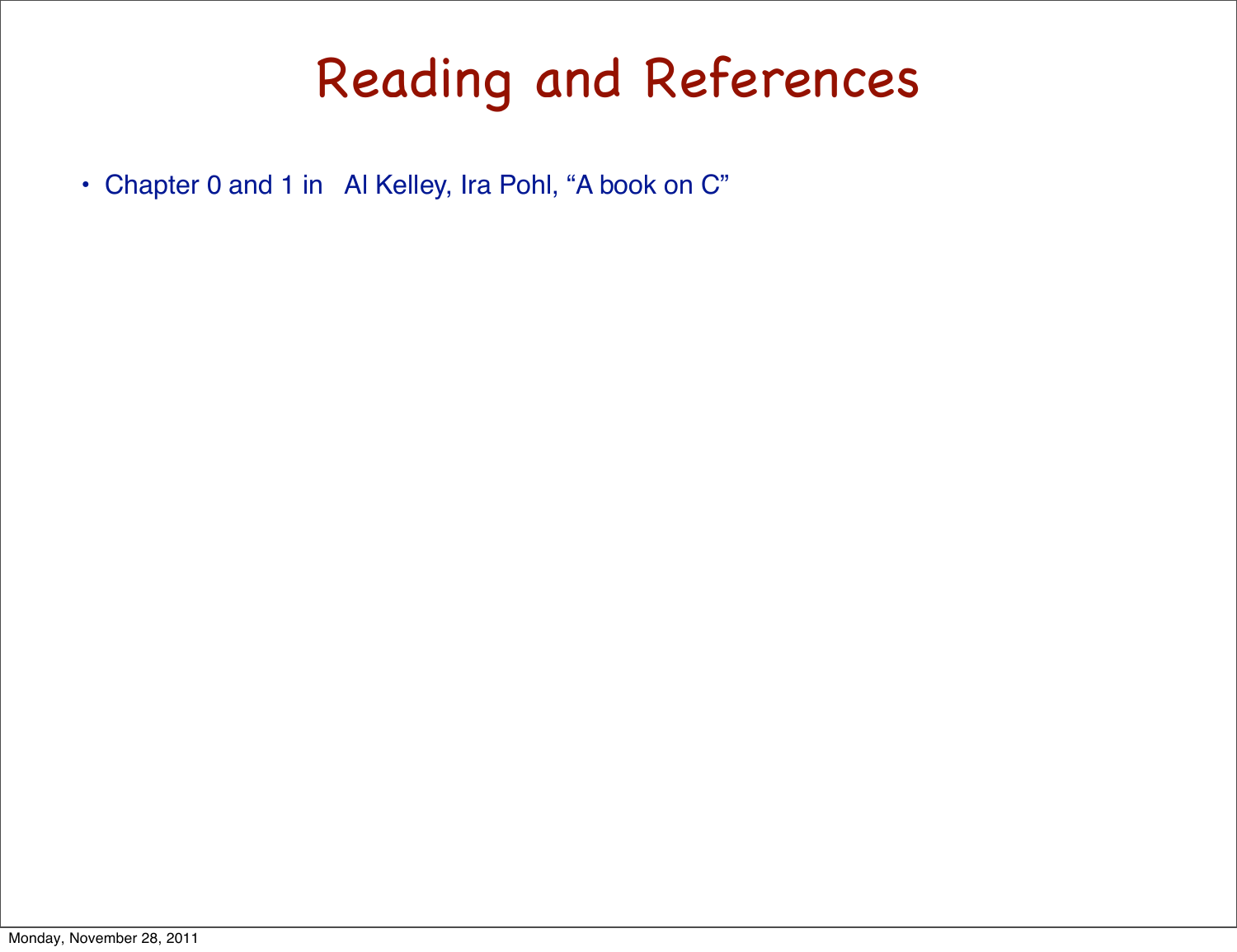# Reading and References

- Chapter 0 and 1 in Al Kelley, Ira Pohl, “A book on C”